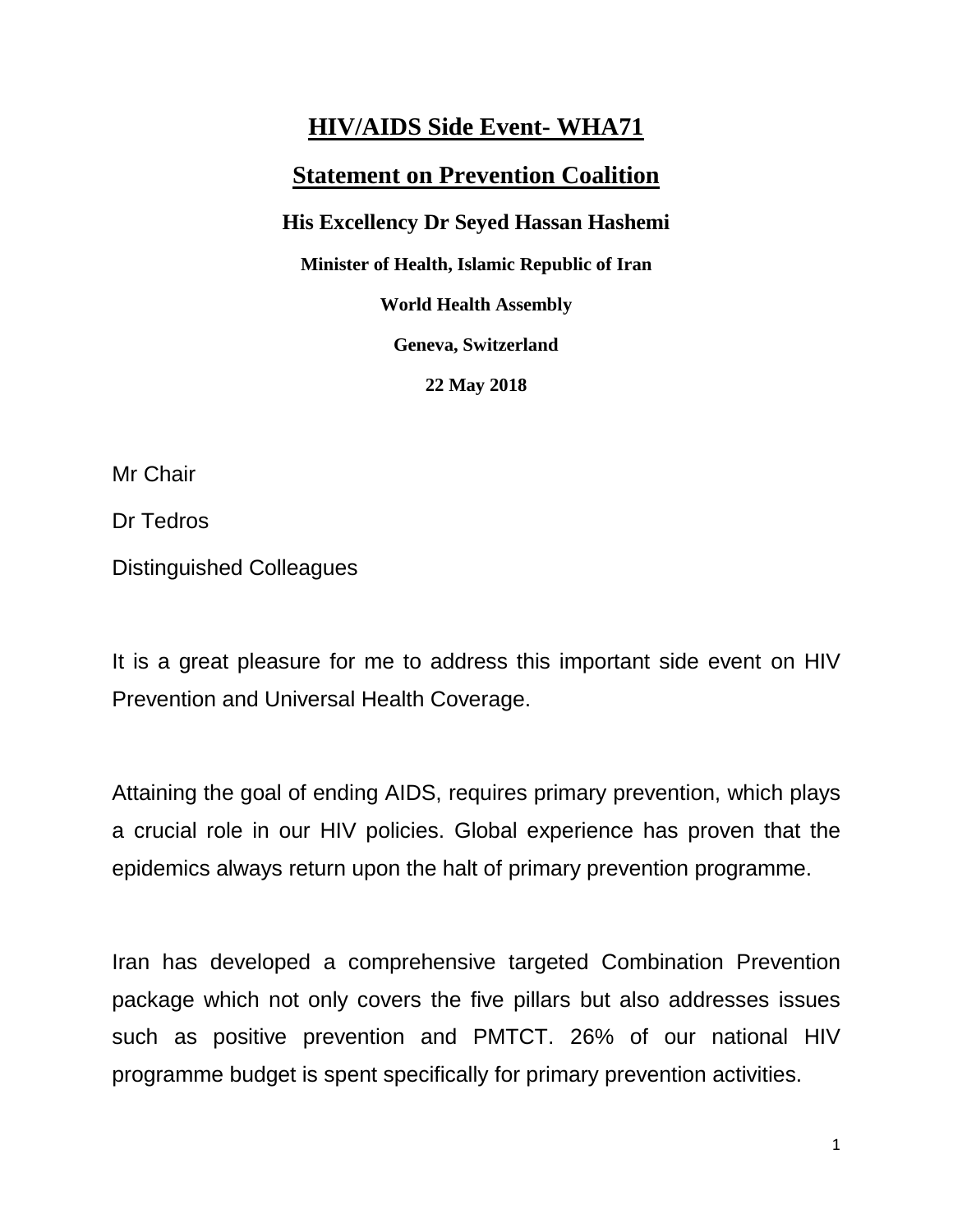# HIV/AIDS Side Event- WHA71

## Statement on Prevention Coalition

**His Excellency Dr Seyed Hassan Hashemi**

**Minister of Health, Islamic Republic of Iran**

**World Health Assembly**

**Geneva, Switzerland**

**22 May 2018**

Mr Chair

Dr Tedros

Distinguished Colleagues

It is a great pleasure for me to address this important side event on HIV Prevention and Universal Health Coverage.

Attaining the goal of ending AIDS, requires primary prevention, which plays a crucial role in our HIV policies. Global experience has proven that the epidemics always return upon the halt of primary prevention programme.

Iran has developed a comprehensive targeted Combination Prevention package which not only covers the five pillars but also addresses issues such as positive prevention and PMTCT. 26% of our national HIV programme budget is spent specifically for primary prevention activities.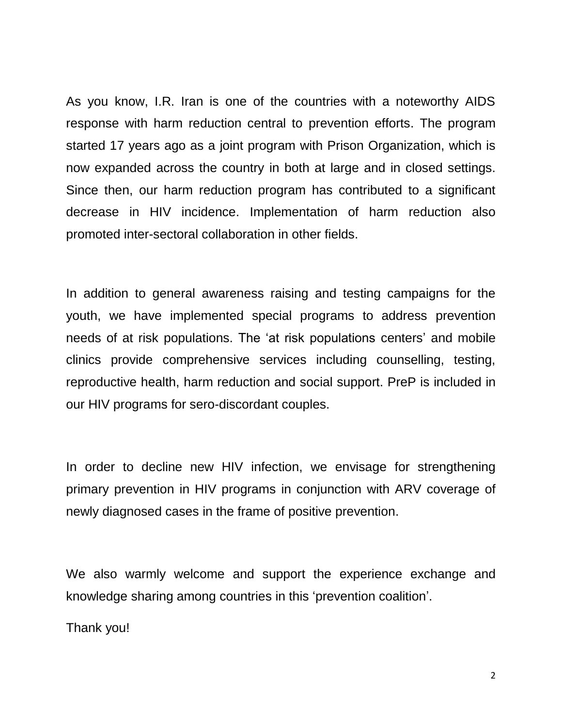As you know, I.R. Iran is one of the countries with a noteworthy AIDS response with harm reduction central to prevention efforts. The program started 17 years ago as a joint program with Prison Organization, which is now expanded across the country in both at large and in closed settings. Since then, our harm reduction program has contributed to a significant decrease in HIV incidence. Implementation of harm reduction also promoted inter-sectoral collaboration in other fields.

In addition to general awareness raising and testing campaigns for the youth, we have implemented special programs to address prevention needs of at risk populations. The 'at risk populations centers' and mobile clinics provide comprehensive services including counselling, testing, reproductive health, harm reduction and social support. PreP is included in our HIV programs for sero-discordant couples.

In order to decline new HIV infection, we envisage for strengthening primary prevention in HIV programs in conjunction with ARV coverage of newly diagnosed cases in the frame of positive prevention.

We also warmly welcome and support the experience exchange and knowledge sharing among countries in this 'prevention coalition'.

Thank you!